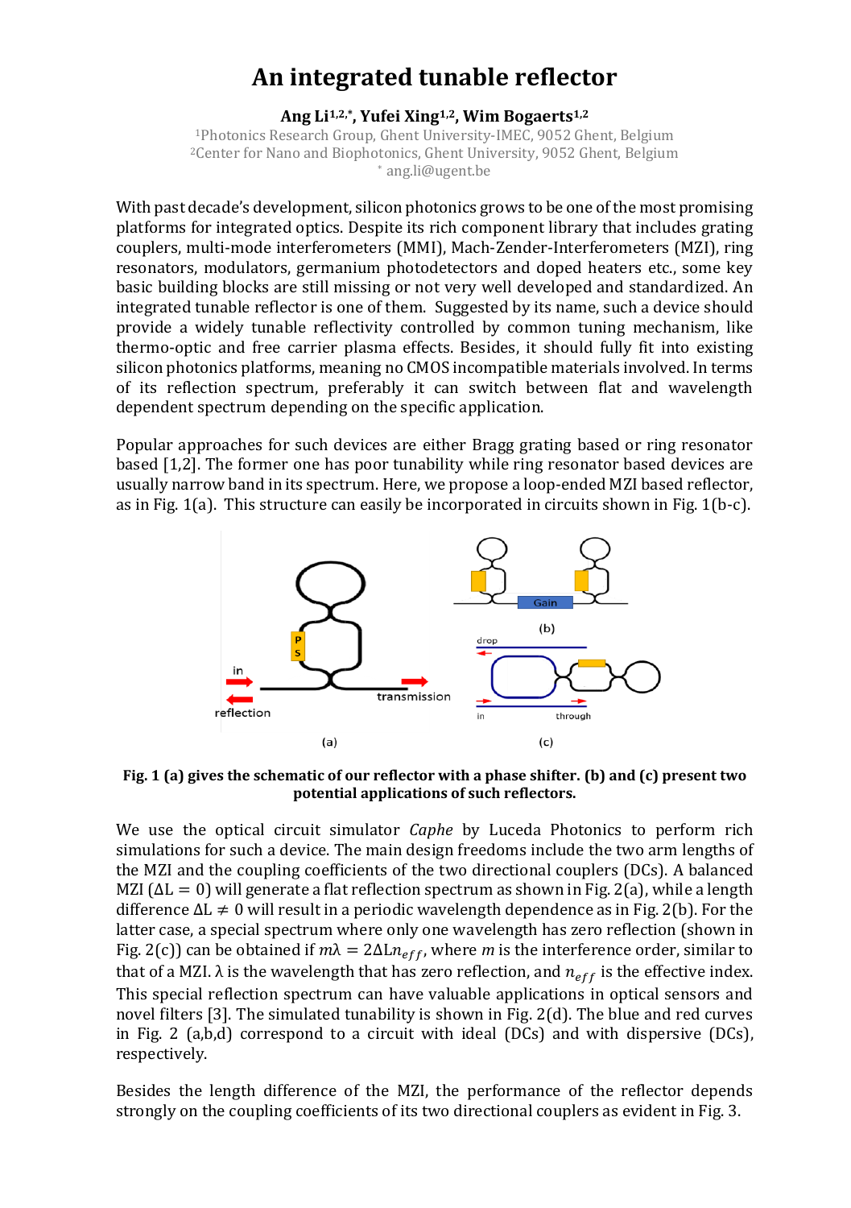# An integrated tunable reflector

**Ang Li[1,2,*], Yufei Xing[1,2], Wim Bogaerts[1,2]**

[1]Photonics Research Group, Ghent University-IMEC, 9052 Ghent, Belgium
[2]Center for Nano and Biophotonics, Ghent University, 9052 Ghent, Belgium
[*] ang.li@ugent.be

With past decade's development, silicon photonics grows to be one of the most promising platforms for integrated optics. Despite its rich component library that includes grating couplers, multi-mode interferometers (MMI), Mach-Zender-Interferometers (MZI), ring resonators, modulators, germanium photodetectors and doped heaters etc., some key basic building blocks are still missing or not very well developed and standardized. An integrated tunable reflector is one of them. Suggested by its name, such a device should provide a widely tunable reflectivity controlled by common tuning mechanism, like thermo-optic and free carrier plasma effects. Besides, it should fully fit into existing silicon photonics platforms, meaning no CMOS incompatible materials involved. In terms of its reflection spectrum, preferably it can switch between flat and wavelength dependent spectrum depending on the specific application.

Popular approaches for such devices are either Bragg grating based or ring resonator based [1,2]. The former one has poor tunability while ring resonator based devices are usually narrow band in its spectrum. Here, we propose a loop-ended MZI based reflector, as in Fig. 1(a). This structure can easily be incorporated in circuits shown in Fig. 1(b-c).

**Fig. 1 (a) gives the schematic of our reflector with a phase shifter. (b) and (c) present two potential applications of such reflectors.**

We use the optical circuit simulator *Caphe* by Luceda Photonics to perform rich simulations for such a device. The main design freedoms include the two arm lengths of the MZI and the coupling coefficients of the two directional couplers (DCs). A balanced MZI ($\Delta L = 0$) will generate a flat reflection spectrum as shown in Fig. 2(a), while a length difference $\Delta L \neq 0$ will result in a periodic wavelength dependence as in Fig. 2(b). For the latter case, a special spectrum where only one wavelength has zero reflection (shown in Fig. 2(c)) can be obtained if $m\lambda = 2\Delta L n_{eff}$, where $m$ is the interference order, similar to that of a MZI. $\lambda$ is the wavelength that has zero reflection, and $n_{eff}$ is the effective index. This special reflection spectrum can have valuable applications in optical sensors and novel filters [3]. The simulated tunability is shown in Fig. 2(d). The blue and red curves in Fig. 2 (a,b,d) correspond to a circuit with ideal (DCs) and with dispersive (DCs), respectively.

Besides the length difference of the MZI, the performance of the reflector depends strongly on the coupling coefficients of its two directional couplers as evident in Fig. 3.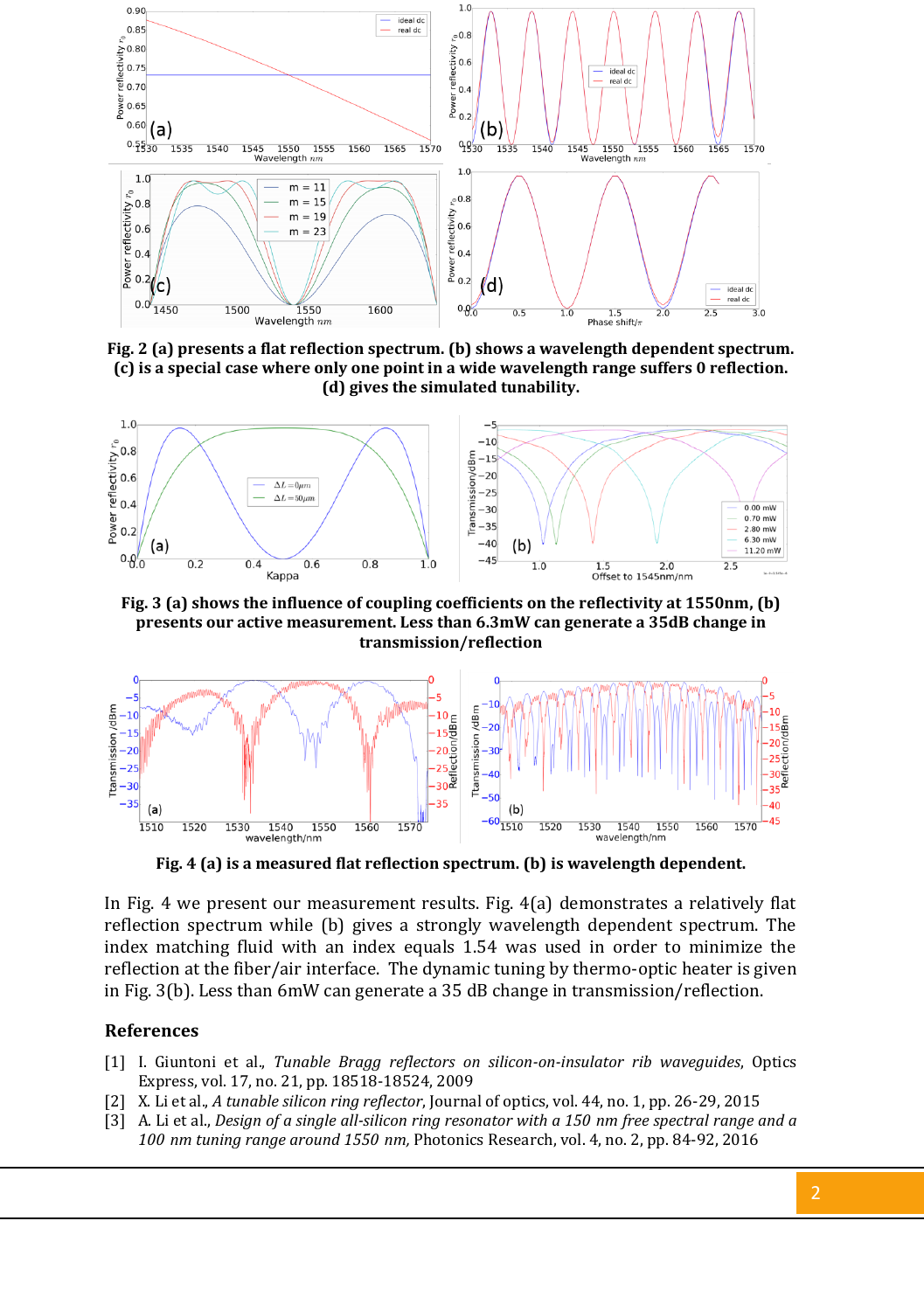(a)

0.90
0.85
0.80
0.75
0.70
0.65
0.60
0.55

Power reflectivity $r_0$

1530 1535 1540 1545 1550 1555 1560 1565 1570

Wavelength $nm$

ideal dc
real dc

(b)

1.0
0.8
0.6
0.4
0.2
0.0

Power reflectivity $r_0$

1530 1535 1540 1545 1550 1555 1560 1565 1570

Wavelength $nm$

ideal dc
real dc

(c)

1.0
0.8
0.6
0.4
0.2
0.0

Power reflectivity $r_0$

1450 1500 1550 1600

Wavelength $nm$

m = 11
m = 15
m = 19
m = 23

(d)

1.0
0.8
0.6
0.4
0.2
0.0

Power reflectivity $r_0$

0.0 0.5 1.0 1.5 2.0 2.5 3.0

Phase shift/$\pi$

ideal dc
real dc

**Fig. 2 (a) presents a flat reflection spectrum. (b) shows a wavelength dependent spectrum. (c) is a special case where only one point in a wide wavelength range suffers 0 reflection. (d) gives the simulated tunability.**

(a)

1.0
0.8
0.6
0.4
0.2
0.0

Power reflectivity $r_0$

0.0 0.2 0.4 0.6 0.8 1.0

Kappa

$\Delta L = 0\mu m$
$\Delta L = 50\mu m$

(b)

−5
−10
−15
−20
−25
−30
−35
−40
−45

Transmission/dBm

1.0 1.5 2.0 2.5

Offset to 1545nm/nm

0.00 mW
0.70 mW
2.80 mW
6.30 mW
11.20 mW

**Fig. 3 (a) shows the influence of coupling coefficients on the reflectivity at 1550nm, (b) presents our active measurement. Less than 6.3mW can generate a 35dB change in transmission/reflection**

(a)

0
−5
−10
−15
−20
−25
−30
−35

Ttansmission /dBm

0
−5
−10
−15
−20
−25
−30
−35

Reflection/dBm

1510 1520 1530 1540 1550 1560 1570

wavelength/nm

(b)

0
−10
−20
−30
−40
−50
−60

Ttansmission /dBm

0
−5
−10
−15
−20
−25
−30
−35
−40
−45

Reflection/dBm

1510 1520 1530 1540 1550 1560 1570

wavelength/nm

**Fig. 4 (a) is a measured flat reflection spectrum. (b) is wavelength dependent.**

In Fig. 4 we present our measurement results. Fig. 4(a) demonstrates a relatively flat reflection spectrum while (b) gives a strongly wavelength dependent spectrum. The index matching fluid with an index equals 1.54 was used in order to minimize the reflection at the fiber/air interface. The dynamic tuning by thermo-optic heater is given in Fig. 3(b). Less than 6mW can generate a 35 dB change in transmission/reflection.

## References

[1] I. Giuntoni et al., *Tunable Bragg reflectors on silicon-on-insulator rib waveguides*, Optics Express, vol. 17, no. 21, pp. 18518-18524, 2009

[2] X. Li et al., *A tunable silicon ring reflector*, Journal of optics, vol. 44, no. 1, pp. 26-29, 2015

[3] A. Li et al., *Design of a single all-silicon ring resonator with a 150 nm free spectral range and a 100 nm tuning range around 1550 nm,* Photonics Research, vol. 4, no. 2, pp. 84-92, 2016